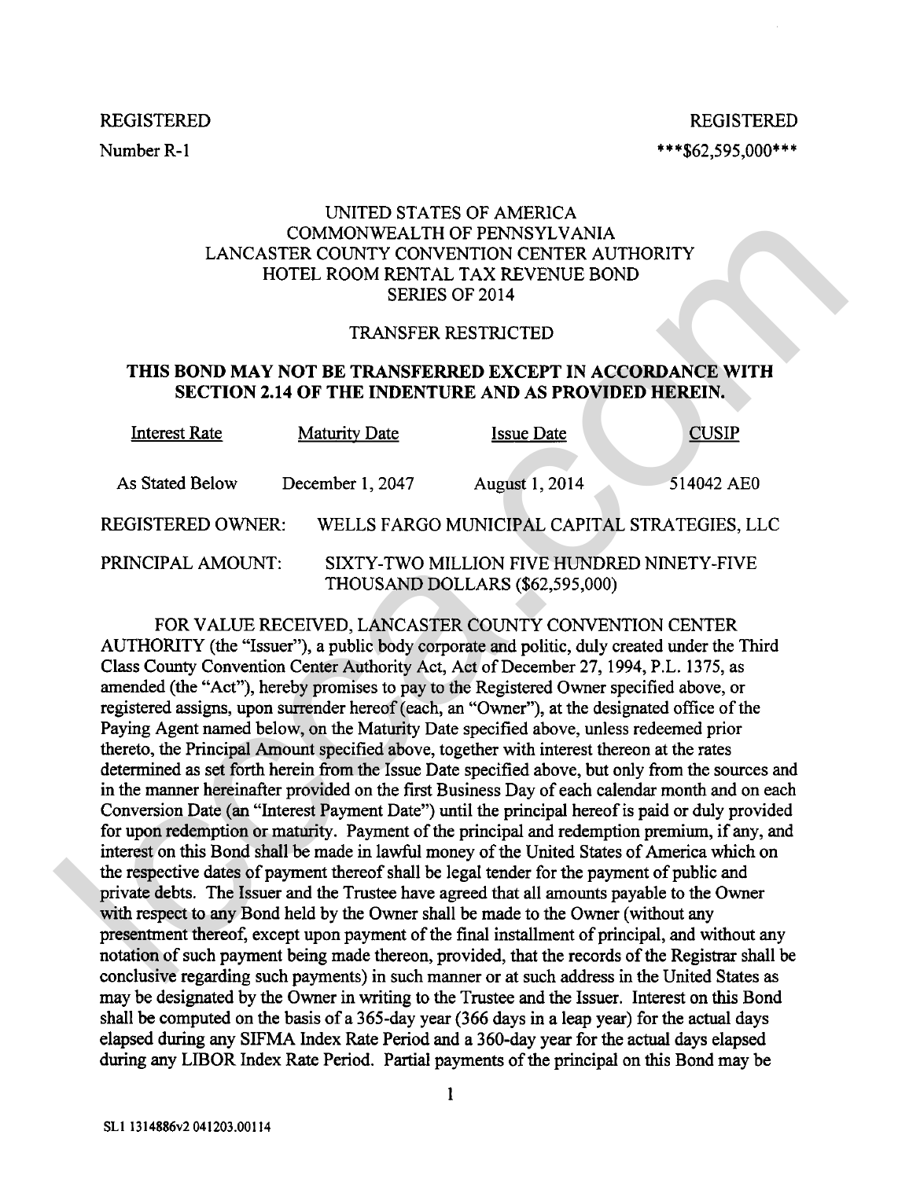REGISTERED

REGISTERED

Number R-1

***$62,595,000***

UNITED STATES OF AMERICA
COMMONWEALTH OF PENNSYLVANIA
LANCASTER COUNTY CONVENTION CENTER AUTHORITY
HOTEL ROOM RENTAL TAX REVENUE BOND
SERIES OF 2014

TRANSFER RESTRICTED

**THIS BOND MAY NOT BE TRANSFERRED EXCEPT IN ACCORDANCE WITH SECTION 2.14 OF THE INDENTURE AND AS PROVIDED HEREIN.**

| Interest Rate | Maturity Date | Issue Date | CUSIP |
|---|---|---|---|
| As Stated Below | December 1, 2047 | August 1, 2014 | 514042 AE0 |

REGISTERED OWNER: WELLS FARGO MUNICIPAL CAPITAL STRATEGIES, LLC

PRINCIPAL AMOUNT: SIXTY-TWO MILLION FIVE HUNDRED NINETY-FIVE THOUSAND DOLLARS ($62,595,000)

FOR VALUE RECEIVED, LANCASTER COUNTY CONVENTION CENTER AUTHORITY (the "Issuer"), a public body corporate and politic, duly created under the Third Class County Convention Center Authority Act, Act of December 27, 1994, P.L. 1375, as amended (the "Act"), hereby promises to pay to the Registered Owner specified above, or registered assigns, upon surrender hereof (each, an "Owner"), at the designated office of the Paying Agent named below, on the Maturity Date specified above, unless redeemed prior thereto, the Principal Amount specified above, together with interest thereon at the rates determined as set forth herein from the Issue Date specified above, but only from the sources and in the manner hereinafter provided on the first Business Day of each calendar month and on each Conversion Date (an "Interest Payment Date") until the principal hereof is paid or duly provided for upon redemption or maturity. Payment of the principal and redemption premium, if any, and interest on this Bond shall be made in lawful money of the United States of America which on the respective dates of payment thereof shall be legal tender for the payment of public and private debts. The Issuer and the Trustee have agreed that all amounts payable to the Owner with respect to any Bond held by the Owner shall be made to the Owner (without any presentment thereof, except upon payment of the final installment of principal, and without any notation of such payment being made thereon, provided, that the records of the Registrar shall be conclusive regarding such payments) in such manner or at such address in the United States as may be designated by the Owner in writing to the Trustee and the Issuer. Interest on this Bond shall be computed on the basis of a 365-day year (366 days in a leap year) for the actual days elapsed during any SIFMA Index Rate Period and a 360-day year for the actual days elapsed during any LIBOR Index Rate Period. Partial payments of the principal on this Bond may be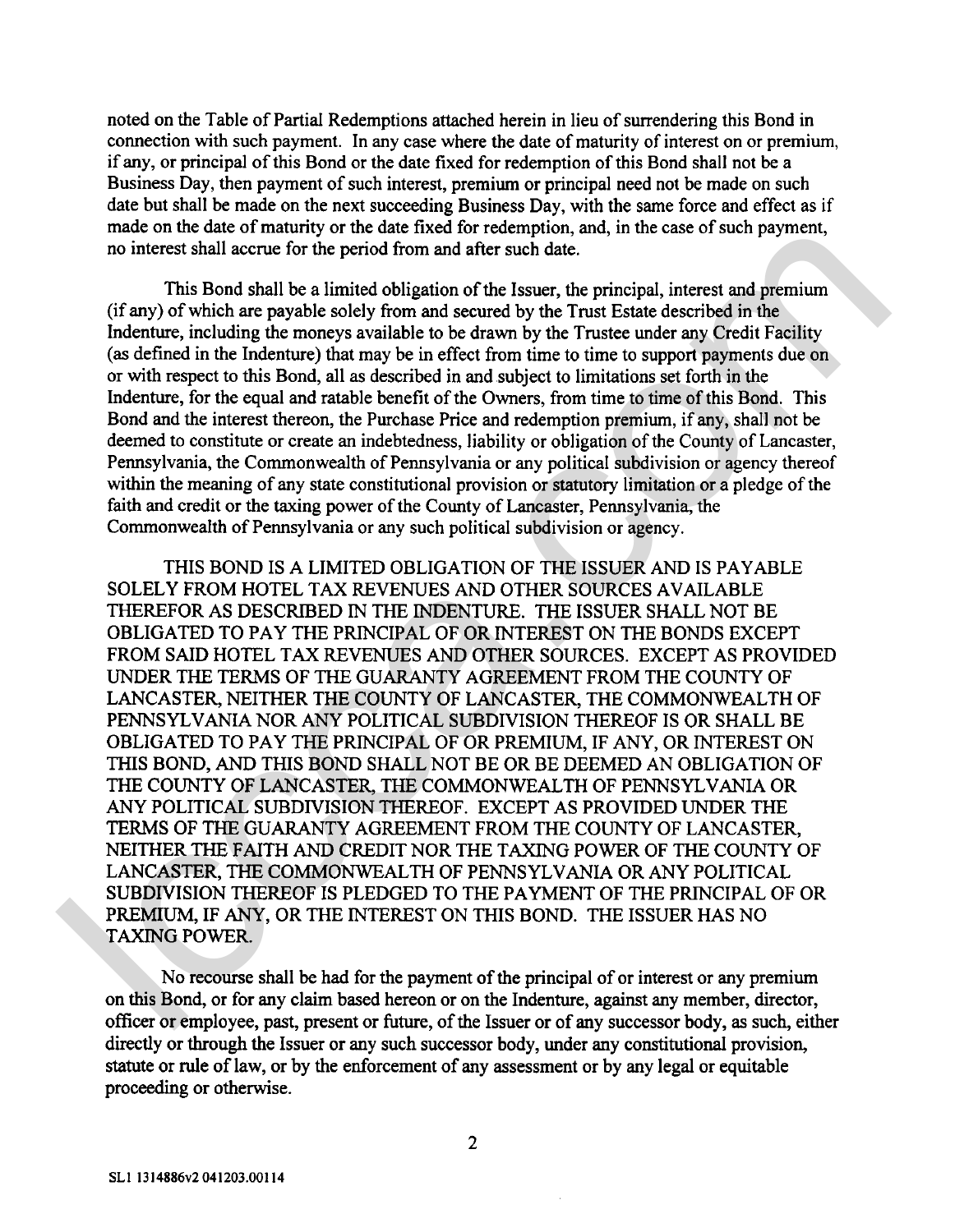noted on the Table of Partial Redemptions attached herein in lieu of surrendering this Bond in connection with such payment. In any case where the date of maturity of interest on or premium, if any, or principal of this Bond or the date fixed for redemption of this Bond shall not be a Business Day, then payment of such interest, premium or principal need not be made on such date but shall be made on the next succeeding Business Day, with the same force and effect as if made on the date of maturity or the date fixed for redemption, and, in the case of such payment, no interest shall accrue for the period from and after such date.

This Bond shall be a limited obligation of the Issuer, the principal, interest and premium (if any) of which are payable solely from and secured by the Trust Estate described in the Indenture, including the moneys available to be drawn by the Trustee under any Credit Facility (as defined in the Indenture) that may be in effect from time to time to support payments due on or with respect to this Bond, all as described in and subject to limitations set forth in the Indenture, for the equal and ratable benefit of the Owners, from time to time of this Bond. This Bond and the interest thereon, the Purchase Price and redemption premium, if any, shall not be deemed to constitute or create an indebtedness, liability or obligation of the County of Lancaster, Pennsylvania, the Commonwealth of Pennsylvania or any political subdivision or agency thereof within the meaning of any state constitutional provision or statutory limitation or a pledge of the faith and credit or the taxing power of the County of Lancaster, Pennsylvania, the Commonwealth of Pennsylvania or any such political subdivision or agency.

THIS BOND IS A LIMITED OBLIGATION OF THE ISSUER AND IS PAYABLE SOLELY FROM HOTEL TAX REVENUES AND OTHER SOURCES AVAILABLE THEREFOR AS DESCRIBED IN THE INDENTURE. THE ISSUER SHALL NOT BE OBLIGATED TO PAY THE PRINCIPAL OF OR INTEREST ON THE BONDS EXCEPT FROM SAID HOTEL TAX REVENUES AND OTHER SOURCES. EXCEPT AS PROVIDED UNDER THE TERMS OF THE GUARANTY AGREEMENT FROM THE COUNTY OF LANCASTER, NEITHER THE COUNTY OF LANCASTER, THE COMMONWEALTH OF PENNSYLVANIA NOR ANY POLITICAL SUBDIVISION THEREOF IS OR SHALL BE OBLIGATED TO PAY THE PRINCIPAL OF OR PREMIUM, IF ANY, OR INTEREST ON THIS BOND, AND THIS BOND SHALL NOT BE OR BE DEEMED AN OBLIGATION OF THE COUNTY OF LANCASTER, THE COMMONWEALTH OF PENNSYLVANIA OR ANY POLITICAL SUBDIVISION THEREOF. EXCEPT AS PROVIDED UNDER THE TERMS OF THE GUARANTY AGREEMENT FROM THE COUNTY OF LANCASTER, NEITHER THE FAITH AND CREDIT NOR THE TAXING POWER OF THE COUNTY OF LANCASTER, THE COMMONWEALTH OF PENNSYLVANIA OR ANY POLITICAL SUBDIVISION THEREOF IS PLEDGED TO THE PAYMENT OF THE PRINCIPAL OF OR PREMIUM, IF ANY, OR THE INTEREST ON THIS BOND. THE ISSUER HAS NO TAXING POWER.

No recourse shall be had for the payment of the principal of or interest or any premium on this Bond, or for any claim based hereon or on the Indenture, against any member, director, officer or employee, past, present or future, of the Issuer or of any successor body, as such, either directly or through the Issuer or any such successor body, under any constitutional provision, statute or rule of law, or by the enforcement of any assessment or by any legal or equitable proceeding or otherwise.

SL1 1314886v2 041203.00114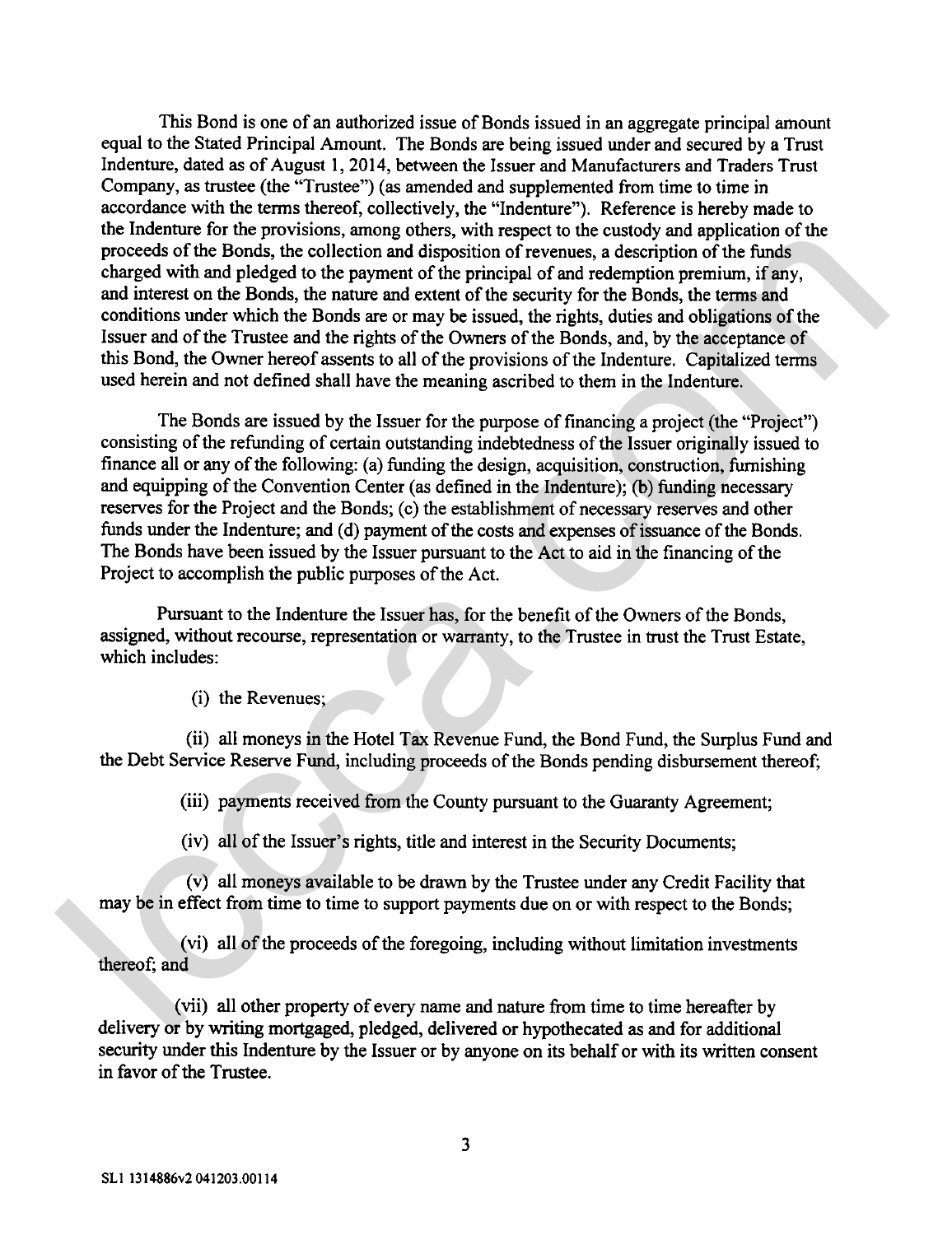This Bond is one of an authorized issue of Bonds issued in an aggregate principal amount equal to the Stated Principal Amount. The Bonds are being issued under and secured by a Trust Indenture, dated as of August 1, 2014, between the Issuer and Manufacturers and Traders Trust Company, as trustee (the "Trustee") (as amended and supplemented from time to time in accordance with the terms thereof, collectively, the "Indenture"). Reference is hereby made to the Indenture for the provisions, among others, with respect to the custody and application of the proceeds of the Bonds, the collection and disposition of revenues, a description of the funds charged with and pledged to the payment of the principal of and redemption premium, if any, and interest on the Bonds, the nature and extent of the security for the Bonds, the terms and conditions under which the Bonds are or may be issued, the rights, duties and obligations of the Issuer and of the Trustee and the rights of the Owners of the Bonds, and, by the acceptance of this Bond, the Owner hereof assents to all of the provisions of the Indenture. Capitalized terms used herein and not defined shall have the meaning ascribed to them in the Indenture.

The Bonds are issued by the Issuer for the purpose of financing a project (the "Project") consisting of the refunding of certain outstanding indebtedness of the Issuer originally issued to finance all or any of the following: (a) funding the design, acquisition, construction, furnishing and equipping of the Convention Center (as defined in the Indenture); (b) funding necessary reserves for the Project and the Bonds; (c) the establishment of necessary reserves and other funds under the Indenture; and (d) payment of the costs and expenses of issuance of the Bonds. The Bonds have been issued by the Issuer pursuant to the Act to aid in the financing of the Project to accomplish the public purposes of the Act.

Pursuant to the Indenture the Issuer has, for the benefit of the Owners of the Bonds, assigned, without recourse, representation or warranty, to the Trustee in trust the Trust Estate, which includes:

(i) the Revenues;

(ii) all moneys in the Hotel Tax Revenue Fund, the Bond Fund, the Surplus Fund and the Debt Service Reserve Fund, including proceeds of the Bonds pending disbursement thereof;

(iii) payments received from the County pursuant to the Guaranty Agreement;

(iv) all of the Issuer's rights, title and interest in the Security Documents;

(v) all moneys available to be drawn by the Trustee under any Credit Facility that may be in effect from time to time to support payments due on or with respect to the Bonds;

(vi) all of the proceeds of the foregoing, including without limitation investments thereof; and

(vii) all other property of every name and nature from time to time hereafter by delivery or by writing mortgaged, pledged, delivered or hypothecated as and for additional security under this Indenture by the Issuer or by anyone on its behalf or with its written consent in favor of the Trustee.

SL1 1314886v2 041203.00114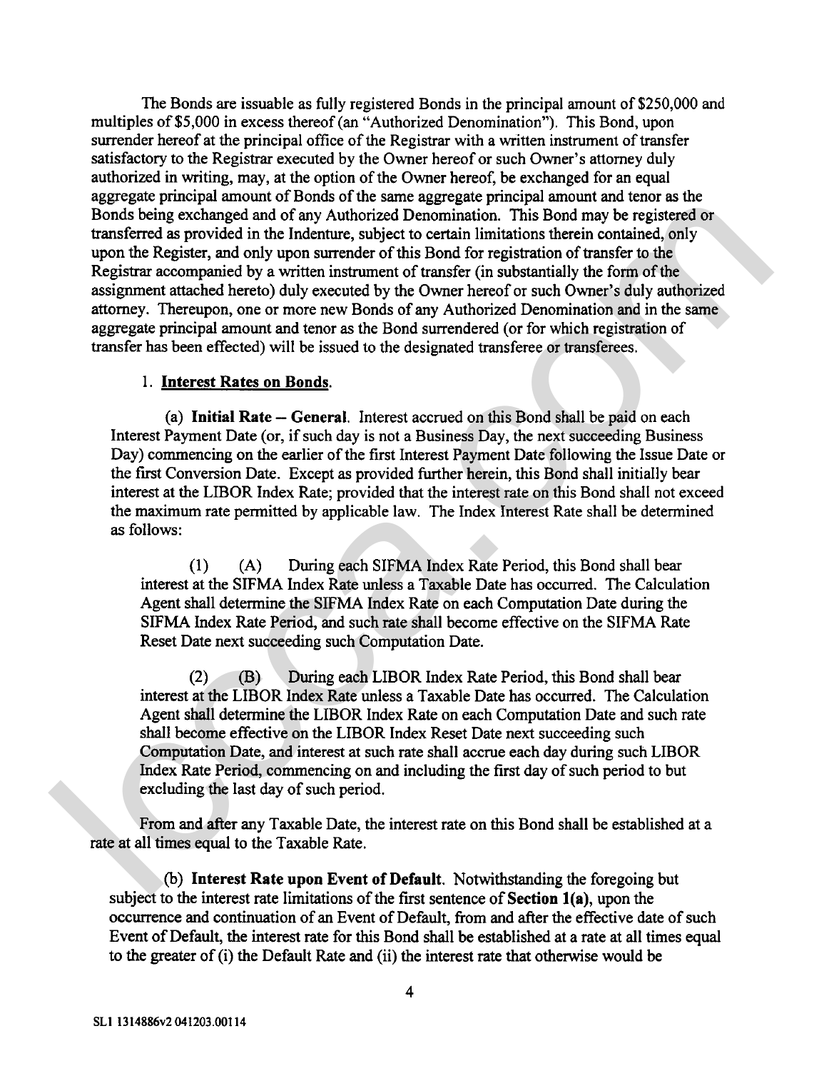The Bonds are issuable as fully registered Bonds in the principal amount of $250,000 and multiples of $5,000 in excess thereof (an "Authorized Denomination"). This Bond, upon surrender hereof at the principal office of the Registrar with a written instrument of transfer satisfactory to the Registrar executed by the Owner hereof or such Owner's attorney duly authorized in writing, may, at the option of the Owner hereof, be exchanged for an equal aggregate principal amount of Bonds of the same aggregate principal amount and tenor as the Bonds being exchanged and of any Authorized Denomination. This Bond may be registered or transferred as provided in the Indenture, subject to certain limitations therein contained, only upon the Register, and only upon surrender of this Bond for registration of transfer to the Registrar accompanied by a written instrument of transfer (in substantially the form of the assignment attached hereto) duly executed by the Owner hereof or such Owner's duly authorized attorney. Thereupon, one or more new Bonds of any Authorized Denomination and in the same aggregate principal amount and tenor as the Bond surrendered (or for which registration of transfer has been effected) will be issued to the designated transferee or transferees.

1. **Interest Rates on Bonds.**

(a) **Initial Rate – General.** Interest accrued on this Bond shall be paid on each Interest Payment Date (or, if such day is not a Business Day, the next succeeding Business Day) commencing on the earlier of the first Interest Payment Date following the Issue Date or the first Conversion Date. Except as provided further herein, this Bond shall initially bear interest at the LIBOR Index Rate; provided that the interest rate on this Bond shall not exceed the maximum rate permitted by applicable law. The Index Interest Rate shall be determined as follows:

(1) (A) During each SIFMA Index Rate Period, this Bond shall bear interest at the SIFMA Index Rate unless a Taxable Date has occurred. The Calculation Agent shall determine the SIFMA Index Rate on each Computation Date during the SIFMA Index Rate Period, and such rate shall become effective on the SIFMA Rate Reset Date next succeeding such Computation Date.

(2) (B) During each LIBOR Index Rate Period, this Bond shall bear interest at the LIBOR Index Rate unless a Taxable Date has occurred. The Calculation Agent shall determine the LIBOR Index Rate on each Computation Date and such rate shall become effective on the LIBOR Index Reset Date next succeeding such Computation Date, and interest at such rate shall accrue each day during such LIBOR Index Rate Period, commencing on and including the first day of such period to but excluding the last day of such period.

From and after any Taxable Date, the interest rate on this Bond shall be established at a rate at all times equal to the Taxable Rate.

(b) **Interest Rate upon Event of Default.** Notwithstanding the foregoing but subject to the interest rate limitations of the first sentence of **Section 1(a)**, upon the occurrence and continuation of an Event of Default, from and after the effective date of such Event of Default, the interest rate for this Bond shall be established at a rate at all times equal to the greater of (i) the Default Rate and (ii) the interest rate that otherwise would be

SL1 1314886v2 041203.00114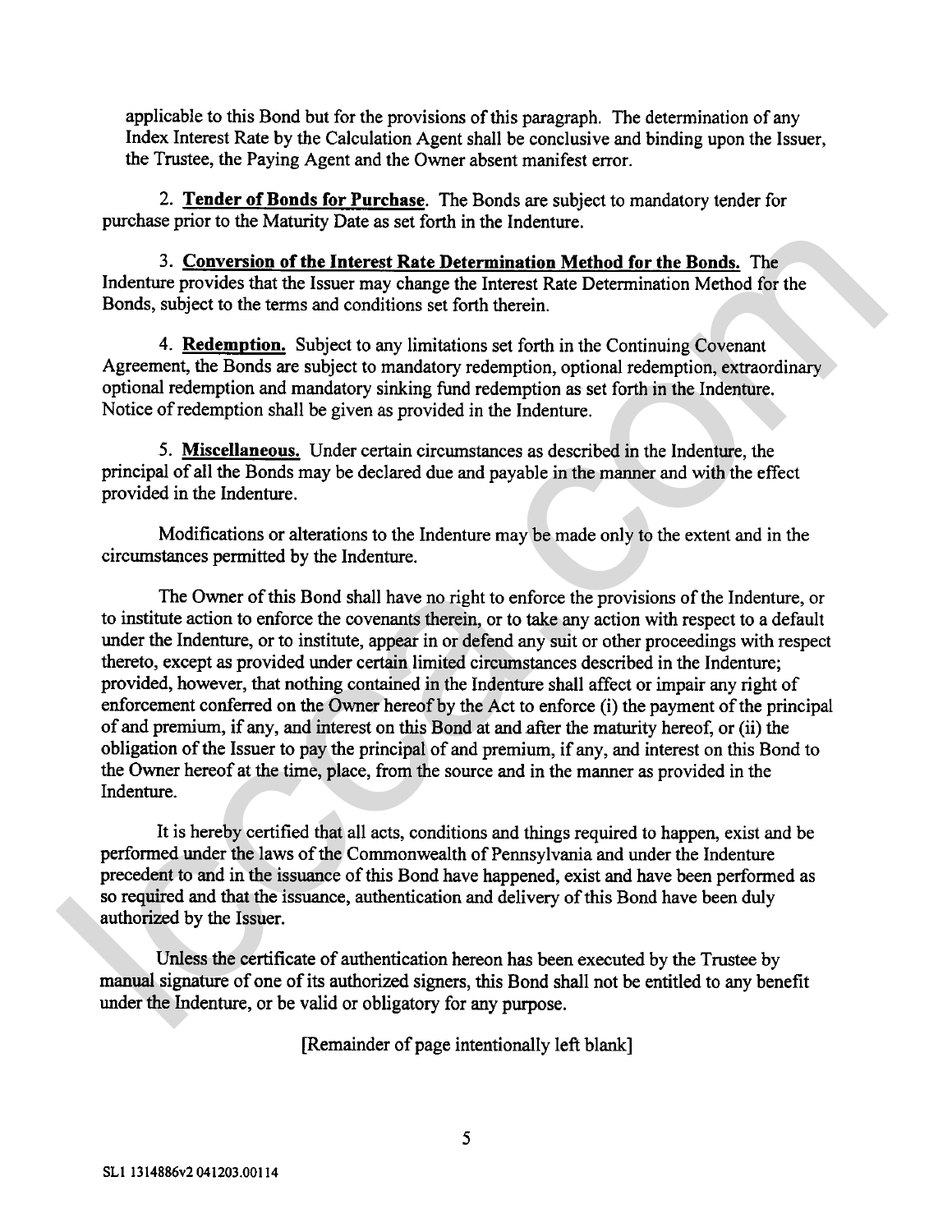applicable to this Bond but for the provisions of this paragraph. The determination of any Index Interest Rate by the Calculation Agent shall be conclusive and binding upon the Issuer, the Trustee, the Paying Agent and the Owner absent manifest error.

2. **Tender of Bonds for Purchase**. The Bonds are subject to mandatory tender for purchase prior to the Maturity Date as set forth in the Indenture.

3. **Conversion of the Interest Rate Determination Method for the Bonds.** The Indenture provides that the Issuer may change the Interest Rate Determination Method for the Bonds, subject to the terms and conditions set forth therein.

4. **Redemption.** Subject to any limitations set forth in the Continuing Covenant Agreement, the Bonds are subject to mandatory redemption, optional redemption, extraordinary optional redemption and mandatory sinking fund redemption as set forth in the Indenture. Notice of redemption shall be given as provided in the Indenture.

5. **Miscellaneous.** Under certain circumstances as described in the Indenture, the principal of all the Bonds may be declared due and payable in the manner and with the effect provided in the Indenture.

Modifications or alterations to the Indenture may be made only to the extent and in the circumstances permitted by the Indenture.

The Owner of this Bond shall have no right to enforce the provisions of the Indenture, or to institute action to enforce the covenants therein, or to take any action with respect to a default under the Indenture, or to institute, appear in or defend any suit or other proceedings with respect thereto, except as provided under certain limited circumstances described in the Indenture; provided, however, that nothing contained in the Indenture shall affect or impair any right of enforcement conferred on the Owner hereof by the Act to enforce (i) the payment of the principal of and premium, if any, and interest on this Bond at and after the maturity hereof, or (ii) the obligation of the Issuer to pay the principal of and premium, if any, and interest on this Bond to the Owner hereof at the time, place, from the source and in the manner as provided in the Indenture.

It is hereby certified that all acts, conditions and things required to happen, exist and be performed under the laws of the Commonwealth of Pennsylvania and under the Indenture precedent to and in the issuance of this Bond have happened, exist and have been performed as so required and that the issuance, authentication and delivery of this Bond have been duly authorized by the Issuer.

Unless the certificate of authentication hereon has been executed by the Trustee by manual signature of one of its authorized signers, this Bond shall not be entitled to any benefit under the Indenture, or be valid or obligatory for any purpose.

[Remainder of page intentionally left blank]

SL1 1314886v2 041203.00114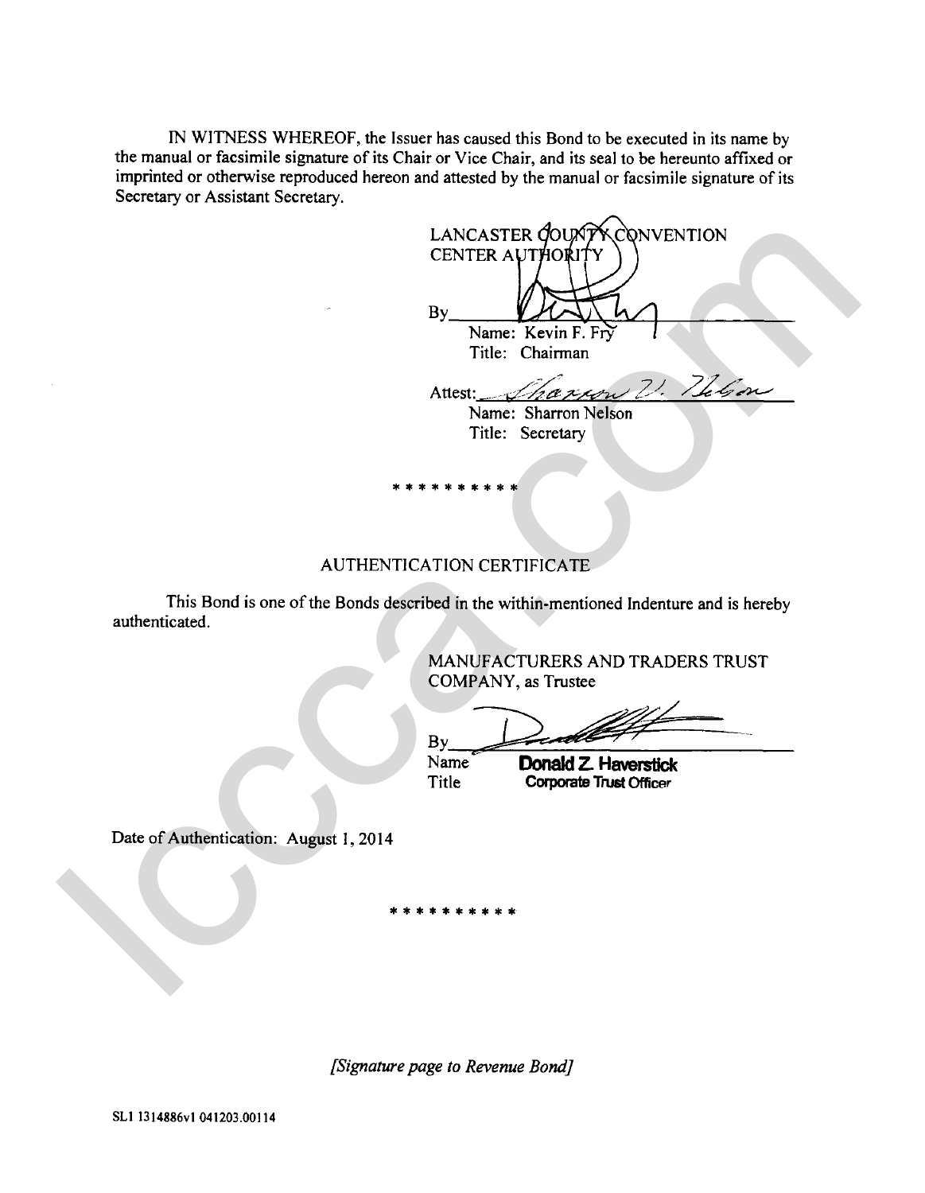IN WITNESS WHEREOF, the Issuer has caused this Bond to be executed in its name by the manual or facsimile signature of its Chair or Vice Chair, and its seal to be hereunto affixed or imprinted or otherwise reproduced hereon and attested by the manual or facsimile signature of its Secretary or Assistant Secretary.

LANCASTER COUNTY CONVENTION CENTER AUTHORITY

By\_\_\_\_\_\_\_\_\_\_\_\_\_\_\_\_\_\_\_\_\_\_\_\_\_\_\_\_
Name: Kevin F. Fry
Title: Chairman

Attest:\_\_\_\_\_\_\_\_\_\_\_\_\_\_\_\_\_\_\_\_\_\_\_\_\_\_\_\_
Name: Sharron Nelson
Title: Secretary

\* \* \* \* \* \* \* \* \* \*

AUTHENTICATION CERTIFICATE

This Bond is one of the Bonds described in the within-mentioned Indenture and is hereby authenticated.

MANUFACTURERS AND TRADERS TRUST COMPANY, as Trustee

By\_\_\_\_\_\_\_\_\_\_\_\_\_\_\_\_\_\_\_\_\_\_\_\_\_\_\_\_
Name **Donald Z. Haverstick**
Title **Corporate Trust Officer**

Date of Authentication: August 1, 2014

\* \* \* \* \* \* \* \* \* \*

*[Signature page to Revenue Bond]*

SL1 1314886v1 041203.00114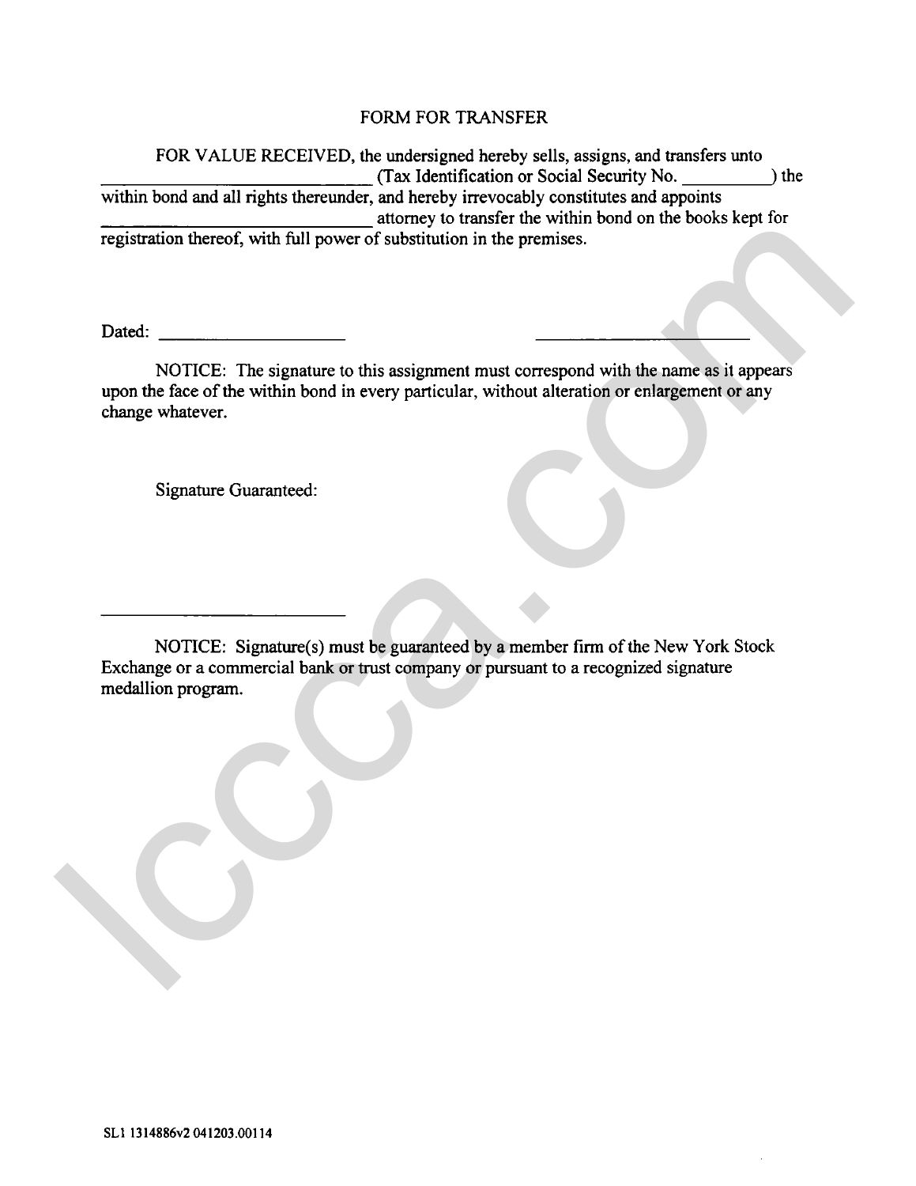# FORM FOR TRANSFER

FOR VALUE RECEIVED, the undersigned hereby sells, assigns, and transfers unto ______________________________ (Tax Identification or Social Security No. __________) the within bond and all rights thereunder, and hereby irrevocably constitutes and appoints ______________________________ attorney to transfer the within bond on the books kept for registration thereof, with full power of substitution in the premises.

Dated: ____________________ ________________________

NOTICE: The signature to this assignment must correspond with the name as it appears upon the face of the within bond in every particular, without alteration or enlargement or any change whatever.

Signature Guaranteed:

____________________________

NOTICE: Signature(s) must be guaranteed by a member firm of the New York Stock Exchange or a commercial bank or trust company or pursuant to a recognized signature medallion program.

SL1 1314886v2 041203.00114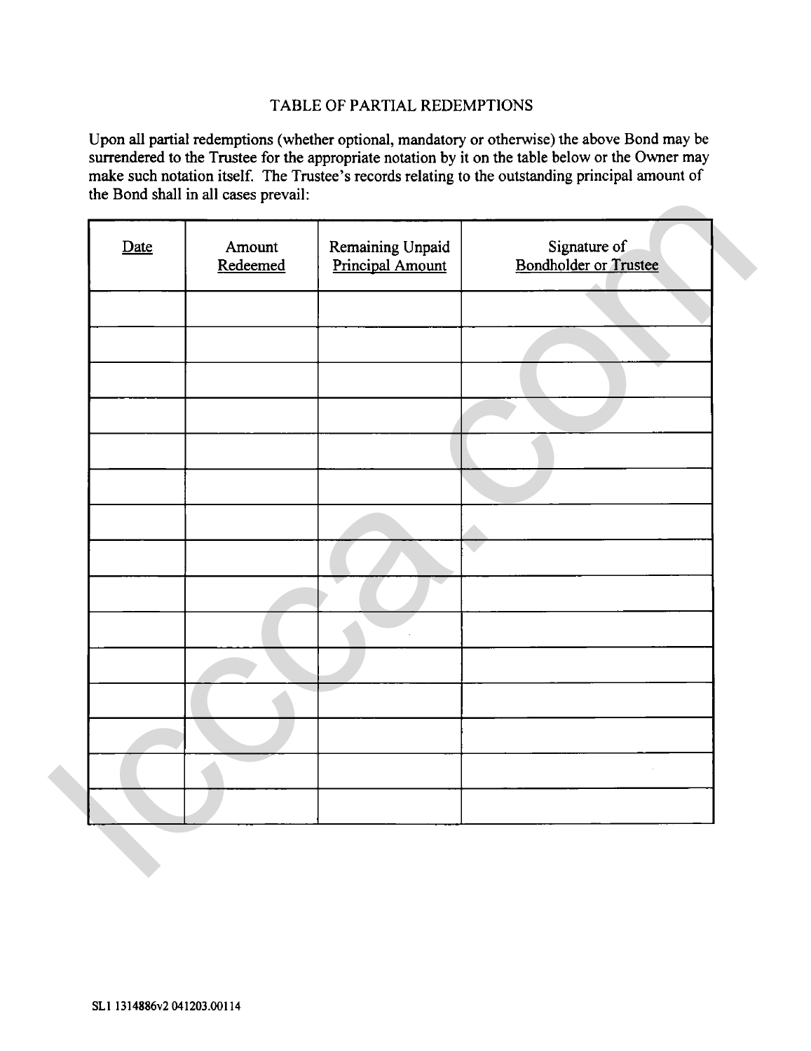# TABLE OF PARTIAL REDEMPTIONS

Upon all partial redemptions (whether optional, mandatory or otherwise) the above Bond may be surrendered to the Trustee for the appropriate notation by it on the table below or the Owner may make such notation itself. The Trustee's records relating to the outstanding principal amount of the Bond shall in all cases prevail:

| Date | Amount Redeemed | Remaining Unpaid Principal Amount | Signature of Bondholder or Trustee |
|---|---|---|---|
| | | | |
| | | | |
| | | | |
| | | | |
| | | | |
| | | | |
| | | | |
| | | | |
| | | | |
| | | | |
| | | | |
| | | | |
| | | | |
| | | | |
| | | | |

SL1 1314886v2 041203.00114